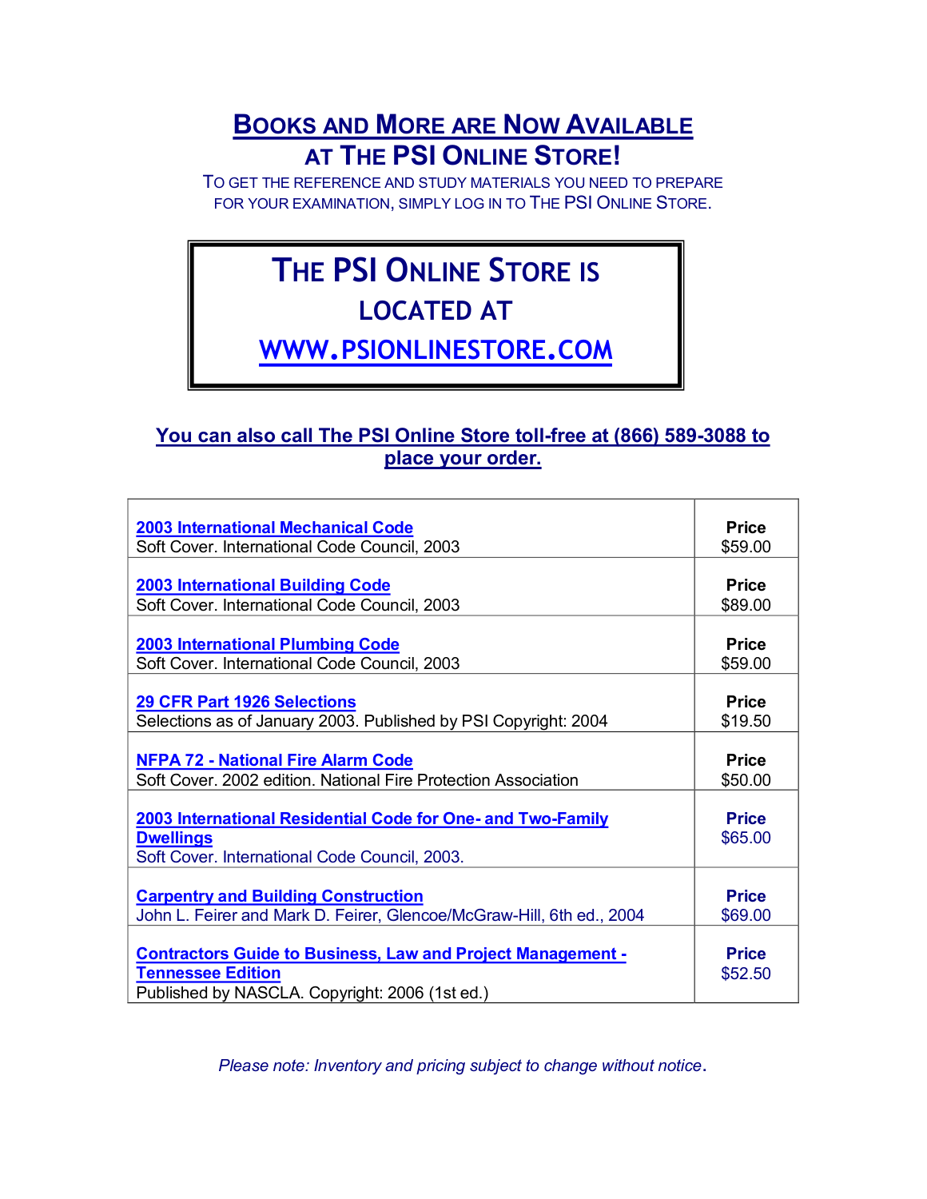# BOOKS AND MORE ARE NOW AVAILABLE AT THE PSI ONLINE STORE!

TO GET THE REFERENCE AND STUDY MATERIALS YOU NEED TO PREPARE FOR YOUR EXAMINATION, SIMPLY LOG IN TO THE PSI ONLINE STORE.

## THE PSI ONLINE STORE IS LOCATED AT WWW.PSIONLINESTORE.COM

**You can also call The PSI Online Store toll-free at (866) 589-3088 to place your order.**

| Title | Price |
|---|---|
| **2003 International Mechanical Code**<br>Soft Cover. International Code Council, 2003 | **Price**<br>$59.00 |
| **2003 International Building Code**<br>Soft Cover. International Code Council, 2003 | **Price**<br>$89.00 |
| **2003 International Plumbing Code**<br>Soft Cover. International Code Council, 2003 | **Price**<br>$59.00 |
| **29 CFR Part 1926 Selections**<br>Selections as of January 2003. Published by PSI Copyright: 2004 | **Price**<br>$19.50 |
| **NFPA 72 - National Fire Alarm Code**<br>Soft Cover. 2002 edition. National Fire Protection Association | **Price**<br>$50.00 |
| **2003 International Residential Code for One- and Two-Family Dwellings**<br>Soft Cover. International Code Council, 2003. | **Price**<br>$65.00 |
| **Carpentry and Building Construction**<br>John L. Feirer and Mark D. Feirer, Glencoe/McGraw-Hill, 6th ed., 2004 | **Price**<br>$69.00 |
| **Contractors Guide to Business, Law and Project Management - Tennessee Edition**<br>Published by NASCLA. Copyright: 2006 (1st ed.) | **Price**<br>$52.50 |

*Please note: Inventory and pricing subject to change without notice.*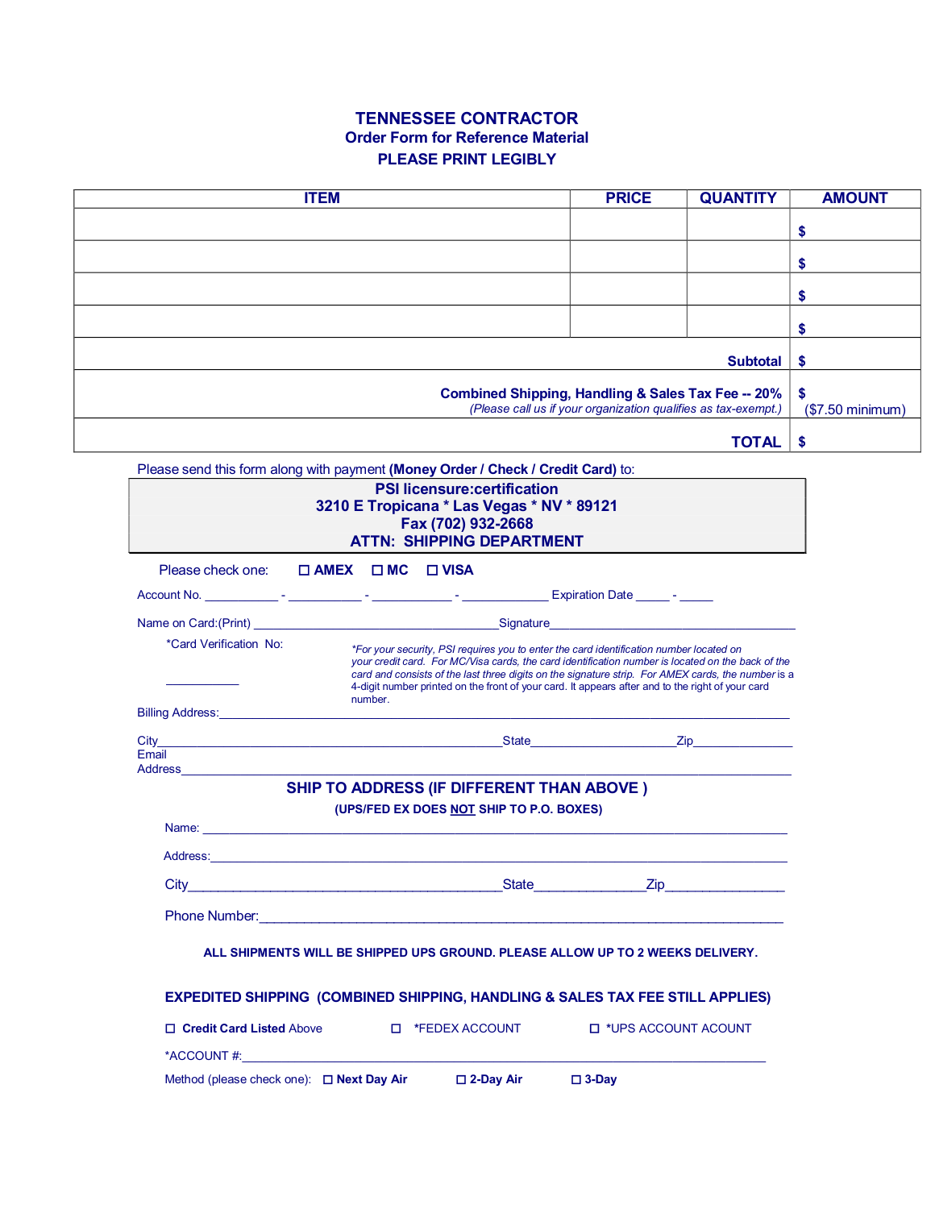# TENNESSEE CONTRACTOR

## Order Form for Reference Material

## PLEASE PRINT LEGIBLY

| ITEM | PRICE | QUANTITY | AMOUNT |
|---|---|---|---|
| | | | $ |
| | | | $ |
| | | | $ |
| | | | $ |
| | | **Subtotal** | $ |
| | | **Combined Shipping, Handling & Sales Tax Fee -- 20%** *(Please call us if your organization qualifies as tax-exempt.)* | $ ($7.50 minimum) |
| | | **TOTAL** | $ |

Please send this form along with payment **(Money Order / Check / Credit Card)** to:

**PSI licensure:certification**
**3210 E Tropicana * Las Vegas * NV * 89121**
**Fax (702) 932-2668**
**ATTN: SHIPPING DEPARTMENT**

Please check one: ☐ **AMEX** ☐ **MC** ☐ **VISA**

Account No. ___________ - ___________ - ____________ - ____________ Expiration Date _____ - _____

Name on Card:(Print) ____________________________________Signature_________________________________________

*Card Verification No: ___________

*For your security, PSI requires you to enter the card identification number located on your credit card. For MC/Visa cards, the card identification number is located on the back of the card and consists of the last three digits on the signature strip. For AMEX cards, the number is a 4-digit number printed on the front of your card. It appears after and to the right of your card number.*

Billing Address:_____________________________________________________________________________________

City___________________________________________________State____________________Zip______________

Email Address_________________________________________________________________________________________

### SHIP TO ADDRESS (IF DIFFERENT THAN ABOVE )

**(UPS/FED EX DOES NOT SHIP TO P.O. BOXES)**

Name: ______________________________________________________________________________________

Address:_____________________________________________________________________________________

City____________________________________________State_______________Zip________________

Phone Number:__________________________________________________________________________

**ALL SHIPMENTS WILL BE SHIPPED UPS GROUND. PLEASE ALLOW UP TO 2 WEEKS DELIVERY.**

**EXPEDITED SHIPPING (COMBINED SHIPPING, HANDLING & SALES TAX FEE STILL APPLIES)**

☐ **Credit Card Listed** Above ☐ *FEDEX ACCOUNT ☐ *UPS ACCOUNT ACOUNT

*ACCOUNT #:___________________________________________________________________________

Method (please check one): ☐ **Next Day Air** ☐ **2-Day Air** ☐ **3-Day**